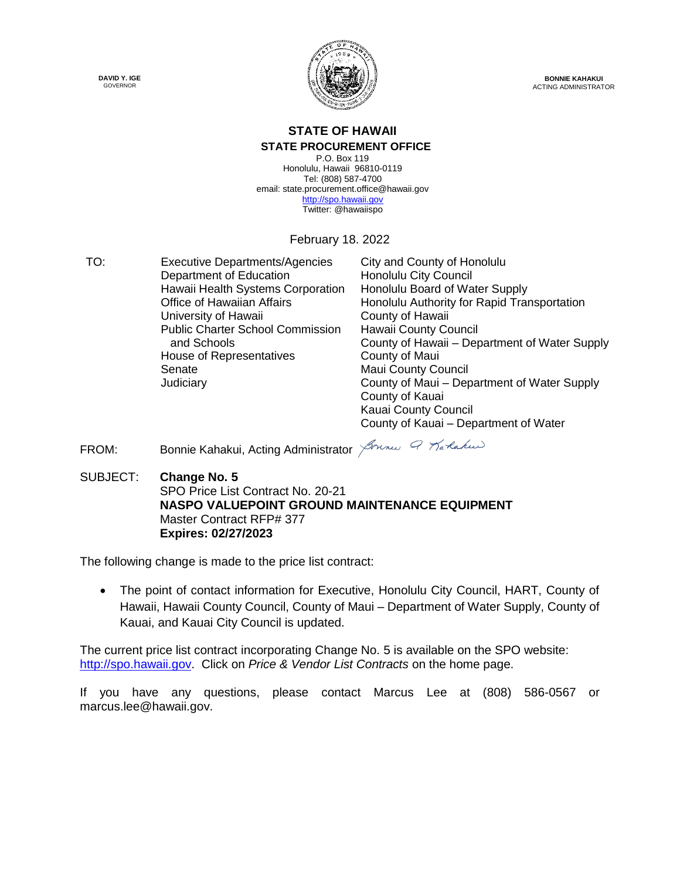DAVID Y. IGE
GOVERNOR

BONNIE KAHAKUI
ACTING ADMINISTRATOR

# STATE OF HAWAII

## STATE PROCUREMENT OFFICE

P.O. Box 119
Honolulu, Hawaii 96810-0119
Tel: (808) 587-4700
email: state.procurement.office@hawaii.gov
http://spo.hawaii.gov
Twitter: @hawaiispo

February 18. 2022

TO:

Executive Departments/Agencies
Department of Education
Hawaii Health Systems Corporation
Office of Hawaiian Affairs
University of Hawaii
Public Charter School Commission and Schools
House of Representatives
Senate
Judiciary
City and County of Honolulu
Honolulu City Council
Honolulu Board of Water Supply
Honolulu Authority for Rapid Transportation
County of Hawaii
Hawaii County Council
County of Hawaii – Department of Water Supply
County of Maui
Maui County Council
County of Maui – Department of Water Supply
County of Kauai
Kauai County Council
County of Kauai – Department of Water

FROM: Bonnie Kahakui, Acting Administrator

SUBJECT: **Change No. 5**
SPO Price List Contract No. 20-21
**NASPO VALUEPOINT GROUND MAINTENANCE EQUIPMENT**
Master Contract RFP# 377
**Expires: 02/27/2023**

The following change is made to the price list contract:

- The point of contact information for Executive, Honolulu City Council, HART, County of Hawaii, Hawaii County Council, County of Maui – Department of Water Supply, County of Kauai, and Kauai City Council is updated.

The current price list contract incorporating Change No. 5 is available on the SPO website: http://spo.hawaii.gov. Click on *Price & Vendor List Contracts* on the home page.

If you have any questions, please contact Marcus Lee at (808) 586-0567 or marcus.lee@hawaii.gov.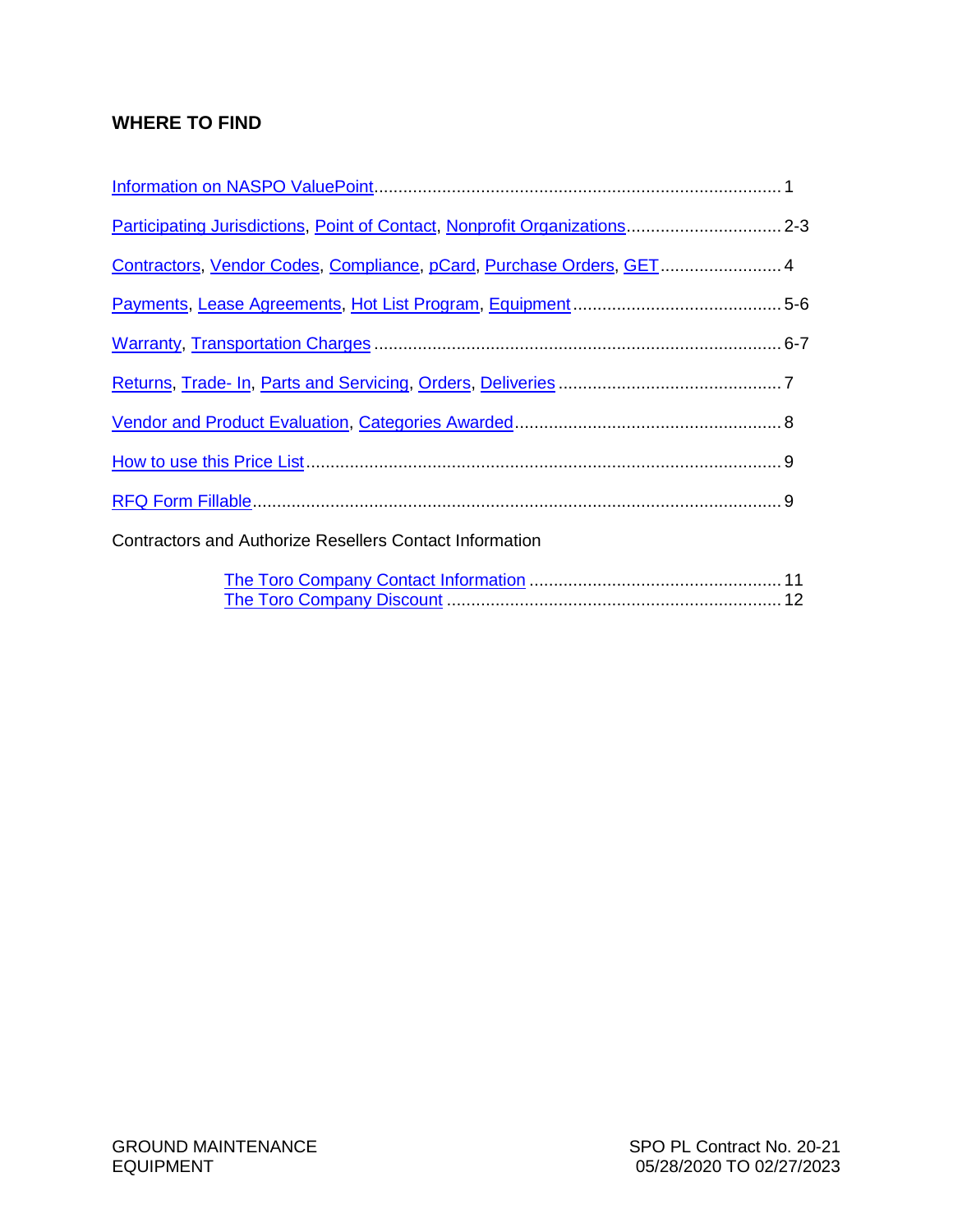## WHERE TO FIND

Information on NASPO ValuePoint.................................................................................. 1

Participating Jurisdictions, Point of Contact, Nonprofit Organizations............................... 2-3

Contractors, Vendor Codes, Compliance, pCard, Purchase Orders, GET......................... 4

Payments, Lease Agreements, Hot List Program, Equipment.......................................... 5-6

Warranty, Transportation Charges ................................................................................... 6-7

Returns, Trade- In, Parts and Servicing, Orders, Deliveries ............................................. 7

Vendor and Product Evaluation, Categories Awarded...................................................... 8

How to use this Price List................................................................................................. 9

RFQ Form Fillable............................................................................................................ 9

Contractors and Authorize Resellers Contact Information

- The Toro Company Contact Information .................................................... 11
- The Toro Company Discount .................................................................... 12

GROUND MAINTENANCE EQUIPMENT

SPO PL Contract No. 20-21
05/28/2020 TO 02/27/2023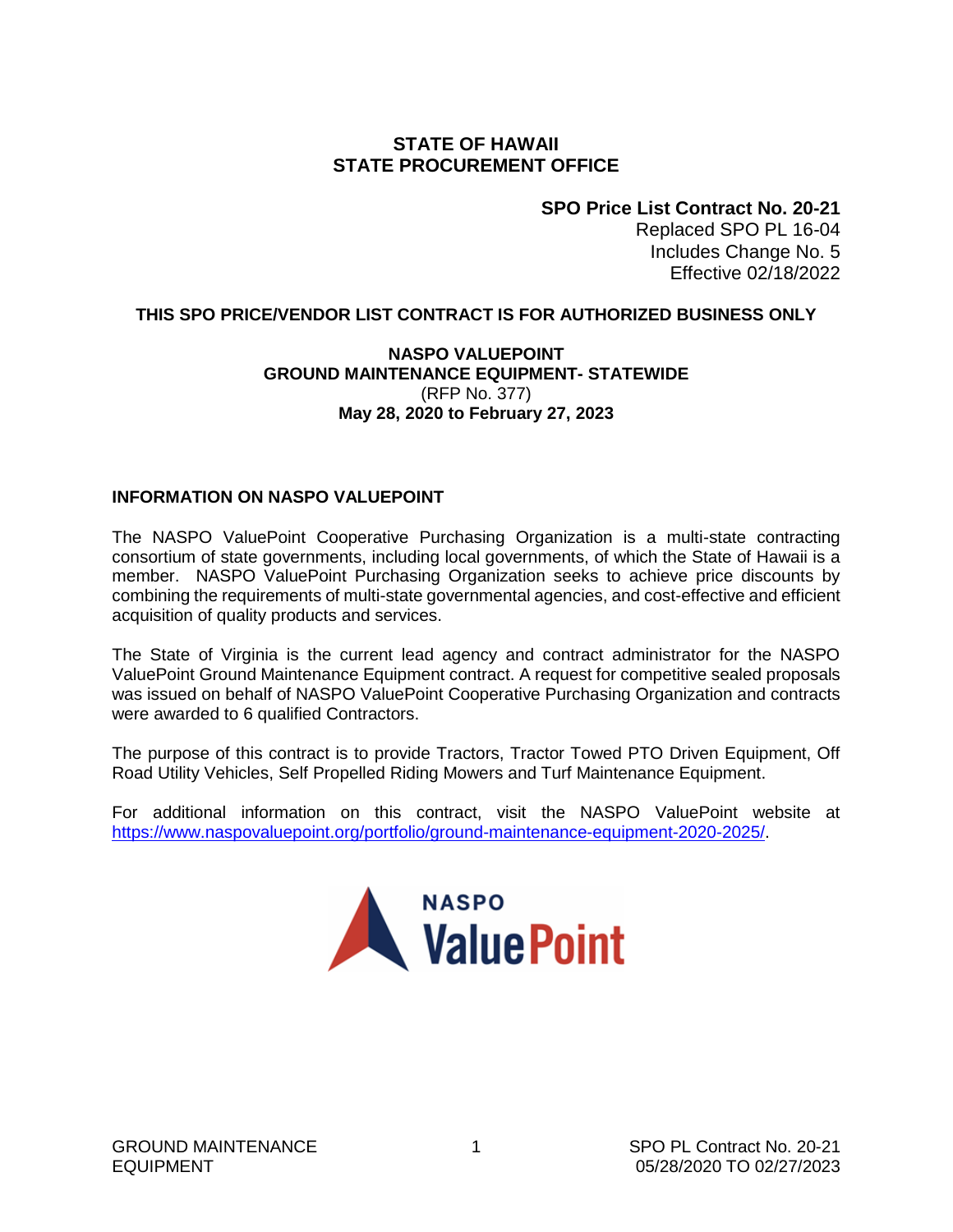# STATE OF HAWAII
# STATE PROCUREMENT OFFICE

**SPO Price List Contract No. 20-21**
Replaced SPO PL 16-04
Includes Change No. 5
Effective 02/18/2022

**THIS SPO PRICE/VENDOR LIST CONTRACT IS FOR AUTHORIZED BUSINESS ONLY**

**NASPO VALUEPOINT**
**GROUND MAINTENANCE EQUIPMENT- STATEWIDE**
(RFP No. 377)
**May 28, 2020 to February 27, 2023**

## INFORMATION ON NASPO VALUEPOINT

The NASPO ValuePoint Cooperative Purchasing Organization is a multi-state contracting consortium of state governments, including local governments, of which the State of Hawaii is a member. NASPO ValuePoint Purchasing Organization seeks to achieve price discounts by combining the requirements of multi-state governmental agencies, and cost-effective and efficient acquisition of quality products and services.

The State of Virginia is the current lead agency and contract administrator for the NASPO ValuePoint Ground Maintenance Equipment contract. A request for competitive sealed proposals was issued on behalf of NASPO ValuePoint Cooperative Purchasing Organization and contracts were awarded to 6 qualified Contractors.

The purpose of this contract is to provide Tractors, Tractor Towed PTO Driven Equipment, Off Road Utility Vehicles, Self Propelled Riding Mowers and Turf Maintenance Equipment.

For additional information on this contract, visit the NASPO ValuePoint website at https://www.naspovaluepoint.org/portfolio/ground-maintenance-equipment-2020-2025/.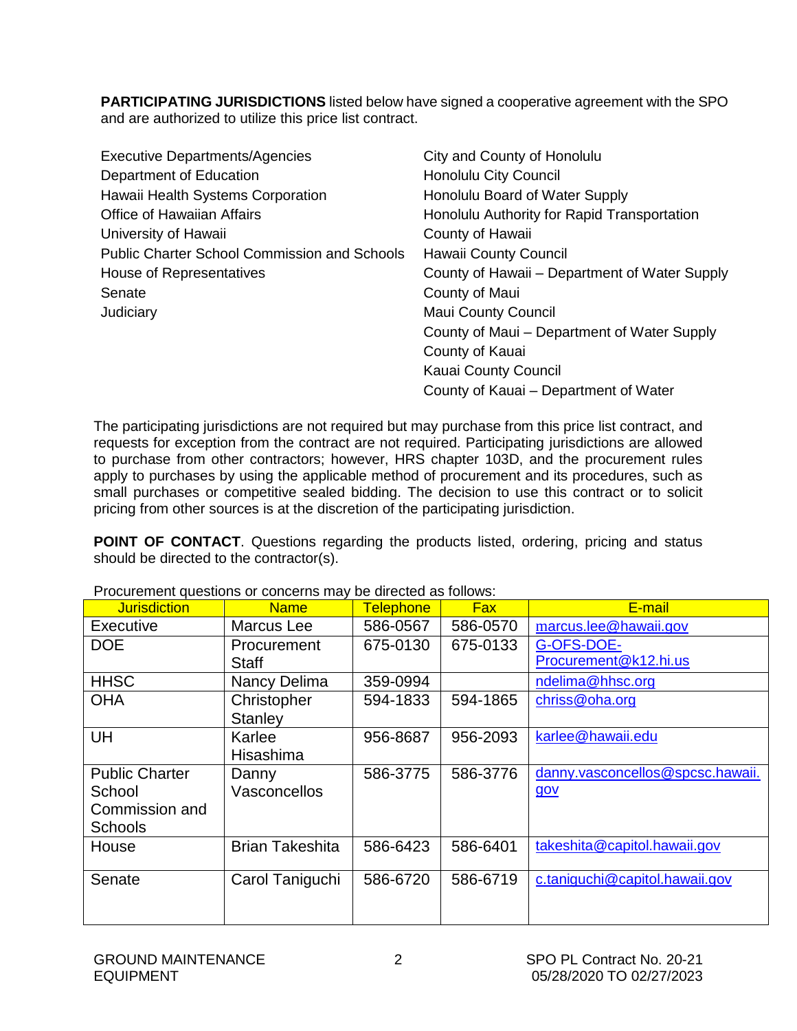**PARTICIPATING JURISDICTIONS** listed below have signed a cooperative agreement with the SPO and are authorized to utilize this price list contract.

- Executive Departments/Agencies
- Department of Education
- Hawaii Health Systems Corporation
- Office of Hawaiian Affairs
- University of Hawaii
- Public Charter School Commission and Schools
- House of Representatives
- Senate
- Judiciary
- City and County of Honolulu
- Honolulu City Council
- Honolulu Board of Water Supply
- Honolulu Authority for Rapid Transportation
- County of Hawaii
- Hawaii County Council
- County of Hawaii – Department of Water Supply
- County of Maui
- Maui County Council
- County of Maui – Department of Water Supply
- County of Kauai
- Kauai County Council
- County of Kauai – Department of Water

The participating jurisdictions are not required but may purchase from this price list contract, and requests for exception from the contract are not required. Participating jurisdictions are allowed to purchase from other contractors; however, HRS chapter 103D, and the procurement rules apply to purchases by using the applicable method of procurement and its procedures, such as small purchases or competitive sealed bidding. The decision to use this contract or to solicit pricing from other sources is at the discretion of the participating jurisdiction.

**POINT OF CONTACT**. Questions regarding the products listed, ordering, pricing and status should be directed to the contractor(s).

Procurement questions or concerns may be directed as follows:

| Jurisdiction | Name | Telephone | Fax | E-mail |
|---|---|---|---|---|
| Executive | Marcus Lee | 586-0567 | 586-0570 | marcus.lee@hawaii.gov |
| DOE | Procurement Staff | 675-0130 | 675-0133 | G-OFS-DOE-Procurement@k12.hi.us |
| HHSC | Nancy Delima | 359-0994 | | ndelima@hhsc.org |
| OHA | Christopher Stanley | 594-1833 | 594-1865 | chriss@oha.org |
| UH | Karlee Hisashima | 956-8687 | 956-2093 | karlee@hawaii.edu |
| Public Charter School Commission and Schools | Danny Vasconcellos | 586-3775 | 586-3776 | danny.vasconcellos@spcsc.hawaii.gov |
| House | Brian Takeshita | 586-6423 | 586-6401 | takeshita@capitol.hawaii.gov |
| Senate | Carol Taniguchi | 586-6720 | 586-6719 | c.taniguchi@capitol.hawaii.gov |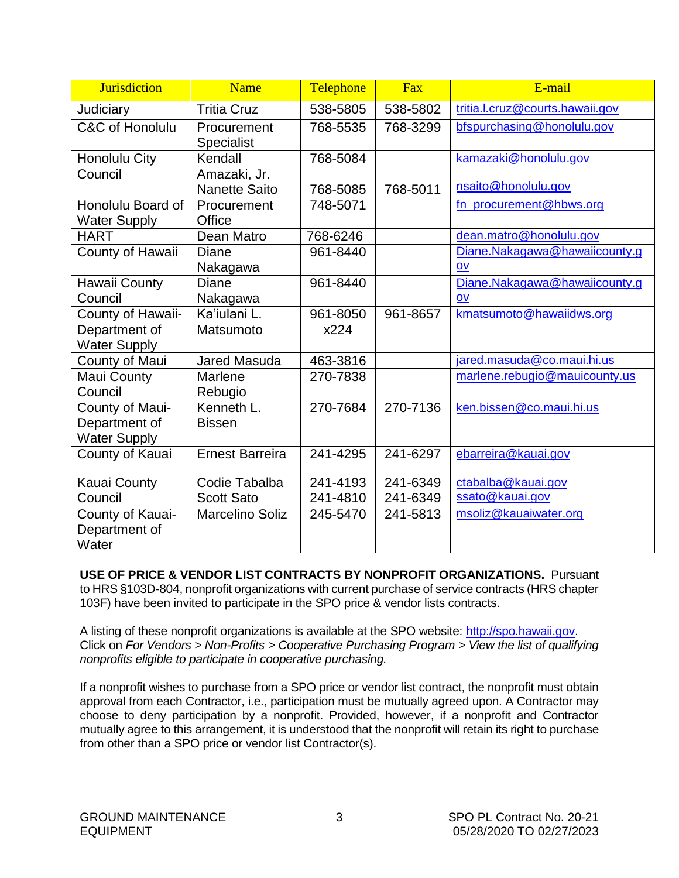| Jurisdiction | Name | Telephone | Fax | E-mail |
|---|---|---|---|---|
| Judiciary | Tritia Cruz | 538-5805 | 538-5802 | tritia.l.cruz@courts.hawaii.gov |
| C&C of Honolulu | Procurement Specialist | 768-5535 | 768-3299 | bfspurchasing@honolulu.gov |
| Honolulu City Council | Kendall Amazaki, Jr.<br>Nanette Saito | 768-5084<br>768-5085 | 768-5011 | kamazaki@honolulu.gov<br>nsaito@honolulu.gov |
| Honolulu Board of Water Supply | Procurement Office | 748-5071 | | fn_procurement@hbws.org |
| HART | Dean Matro | 768-6246 | | dean.matro@honolulu.gov |
| County of Hawaii | Diane Nakagawa | 961-8440 | | Diane.Nakagawa@hawaiicounty.gov |
| Hawaii County Council | Diane Nakagawa | 961-8440 | | Diane.Nakagawa@hawaiicounty.gov |
| County of Hawaii-Department of Water Supply | Ka'iulani L. Matsumoto | 961-8050 x224 | 961-8657 | kmatsumoto@hawaiidws.org |
| County of Maui | Jared Masuda | 463-3816 | | jared.masuda@co.maui.hi.us |
| Maui County Council | Marlene Rebugio | 270-7838 | | marlene.rebugio@mauicounty.us |
| County of Maui-Department of Water Supply | Kenneth L. Bissen | 270-7684 | 270-7136 | ken.bissen@co.maui.hi.us |
| County of Kauai | Ernest Barreira | 241-4295 | 241-6297 | ebarreira@kauai.gov |
| Kauai County Council | Codie Tabalba<br>Scott Sato | 241-4193<br>241-4810 | 241-6349<br>241-6349 | ctabalba@kauai.gov<br>ssato@kauai.gov |
| County of Kauai-Department of Water | Marcelino Soliz | 245-5470 | 241-5813 | msoliz@kauaiwater.org |

**USE OF PRICE & VENDOR LIST CONTRACTS BY NONPROFIT ORGANIZATIONS.** Pursuant to HRS §103D-804, nonprofit organizations with current purchase of service contracts (HRS chapter 103F) have been invited to participate in the SPO price & vendor lists contracts.

A listing of these nonprofit organizations is available at the SPO website: http://spo.hawaii.gov. Click on *For Vendors > Non-Profits > Cooperative Purchasing Program > View the list of qualifying nonprofits eligible to participate in cooperative purchasing.*

If a nonprofit wishes to purchase from a SPO price or vendor list contract, the nonprofit must obtain approval from each Contractor, i.e., participation must be mutually agreed upon. A Contractor may choose to deny participation by a nonprofit. Provided, however, if a nonprofit and Contractor mutually agree to this arrangement, it is understood that the nonprofit will retain its right to purchase from other than a SPO price or vendor list Contractor(s).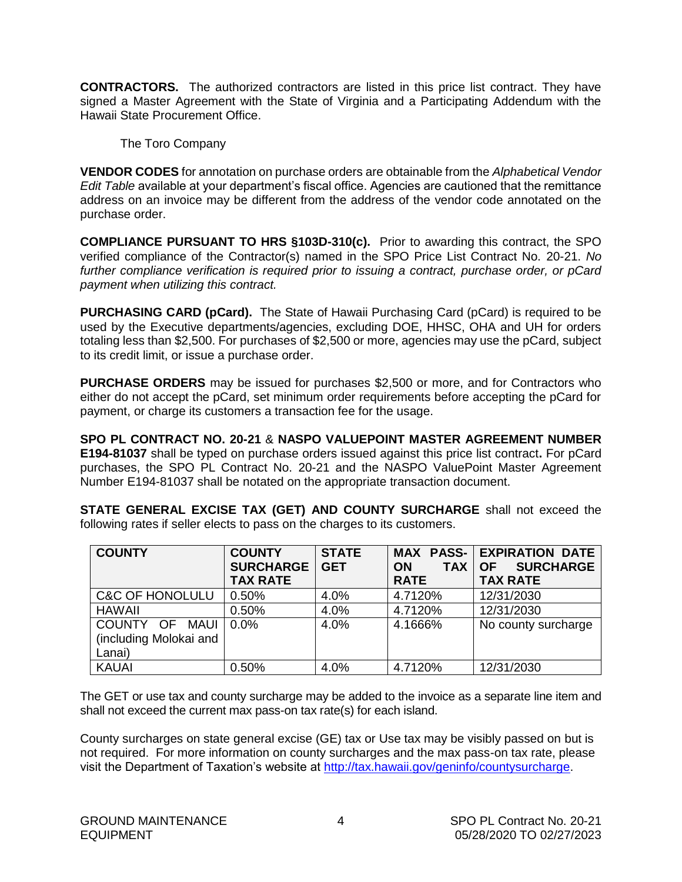**CONTRACTORS.** The authorized contractors are listed in this price list contract. They have signed a Master Agreement with the State of Virginia and a Participating Addendum with the Hawaii State Procurement Office.

The Toro Company

**VENDOR CODES** for annotation on purchase orders are obtainable from the *Alphabetical Vendor Edit Table* available at your department's fiscal office. Agencies are cautioned that the remittance address on an invoice may be different from the address of the vendor code annotated on the purchase order.

**COMPLIANCE PURSUANT TO HRS §103D-310(c).** Prior to awarding this contract, the SPO verified compliance of the Contractor(s) named in the SPO Price List Contract No. 20-21. *No further compliance verification is required prior to issuing a contract, purchase order, or pCard payment when utilizing this contract.*

**PURCHASING CARD (pCard).** The State of Hawaii Purchasing Card (pCard) is required to be used by the Executive departments/agencies, excluding DOE, HHSC, OHA and UH for orders totaling less than $2,500. For purchases of $2,500 or more, agencies may use the pCard, subject to its credit limit, or issue a purchase order.

**PURCHASE ORDERS** may be issued for purchases $2,500 or more, and for Contractors who either do not accept the pCard, set minimum order requirements before accepting the pCard for payment, or charge its customers a transaction fee for the usage.

**SPO PL CONTRACT NO. 20-21** & **NASPO VALUEPOINT MASTER AGREEMENT NUMBER E194-81037** shall be typed on purchase orders issued against this price list contract**.** For pCard purchases, the SPO PL Contract No. 20-21 and the NASPO ValuePoint Master Agreement Number E194-81037 shall be notated on the appropriate transaction document.

**STATE GENERAL EXCISE TAX (GET) AND COUNTY SURCHARGE** shall not exceed the following rates if seller elects to pass on the charges to its customers.

| COUNTY | COUNTY SURCHARGE TAX RATE | STATE GET | MAX PASS-ON TAX RATE | EXPIRATION DATE OF SURCHARGE TAX RATE |
|---|---|---|---|---|
| C&C OF HONOLULU | 0.50% | 4.0% | 4.7120% | 12/31/2030 |
| HAWAII | 0.50% | 4.0% | 4.7120% | 12/31/2030 |
| COUNTY OF MAUI (including Molokai and Lanai) | 0.0% | 4.0% | 4.1666% | No county surcharge |
| KAUAI | 0.50% | 4.0% | 4.7120% | 12/31/2030 |

The GET or use tax and county surcharge may be added to the invoice as a separate line item and shall not exceed the current max pass-on tax rate(s) for each island.

County surcharges on state general excise (GE) tax or Use tax may be visibly passed on but is not required. For more information on county surcharges and the max pass-on tax rate, please visit the Department of Taxation's website at http://tax.hawaii.gov/geninfo/countysurcharge.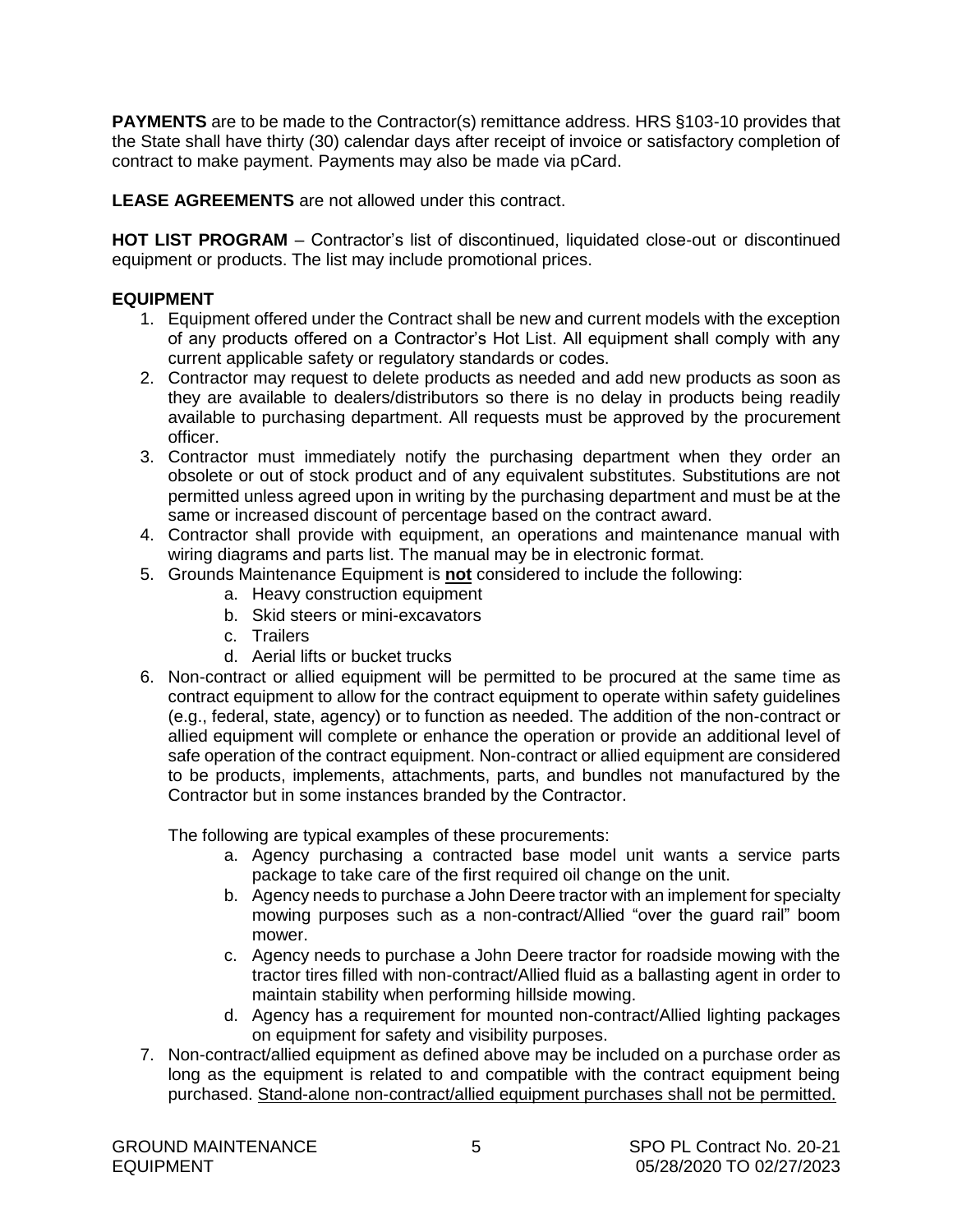**PAYMENTS** are to be made to the Contractor(s) remittance address. HRS §103-10 provides that the State shall have thirty (30) calendar days after receipt of invoice or satisfactory completion of contract to make payment. Payments may also be made via pCard.

**LEASE AGREEMENTS** are not allowed under this contract.

**HOT LIST PROGRAM** – Contractor's list of discontinued, liquidated close-out or discontinued equipment or products. The list may include promotional prices.

**EQUIPMENT**

1. Equipment offered under the Contract shall be new and current models with the exception of any products offered on a Contractor's Hot List. All equipment shall comply with any current applicable safety or regulatory standards or codes.
2. Contractor may request to delete products as needed and add new products as soon as they are available to dealers/distributors so there is no delay in products being readily available to purchasing department. All requests must be approved by the procurement officer.
3. Contractor must immediately notify the purchasing department when they order an obsolete or out of stock product and of any equivalent substitutes. Substitutions are not permitted unless agreed upon in writing by the purchasing department and must be at the same or increased discount of percentage based on the contract award.
4. Contractor shall provide with equipment, an operations and maintenance manual with wiring diagrams and parts list. The manual may be in electronic format.
5. Grounds Maintenance Equipment is **not** considered to include the following:
   a. Heavy construction equipment
   b. Skid steers or mini-excavators
   c. Trailers
   d. Aerial lifts or bucket trucks
6. Non-contract or allied equipment will be permitted to be procured at the same time as contract equipment to allow for the contract equipment to operate within safety guidelines (e.g., federal, state, agency) or to function as needed. The addition of the non-contract or allied equipment will complete or enhance the operation or provide an additional level of safe operation of the contract equipment. Non-contract or allied equipment are considered to be products, implements, attachments, parts, and bundles not manufactured by the Contractor but in some instances branded by the Contractor.

   The following are typical examples of these procurements:
   a. Agency purchasing a contracted base model unit wants a service parts package to take care of the first required oil change on the unit.
   b. Agency needs to purchase a John Deere tractor with an implement for specialty mowing purposes such as a non-contract/Allied "over the guard rail" boom mower.
   c. Agency needs to purchase a John Deere tractor for roadside mowing with the tractor tires filled with non-contract/Allied fluid as a ballasting agent in order to maintain stability when performing hillside mowing.
   d. Agency has a requirement for mounted non-contract/Allied lighting packages on equipment for safety and visibility purposes.
7. Non-contract/allied equipment as defined above may be included on a purchase order as long as the equipment is related to and compatible with the contract equipment being purchased. <u>Stand-alone non-contract/allied equipment purchases shall not be permitted.</u>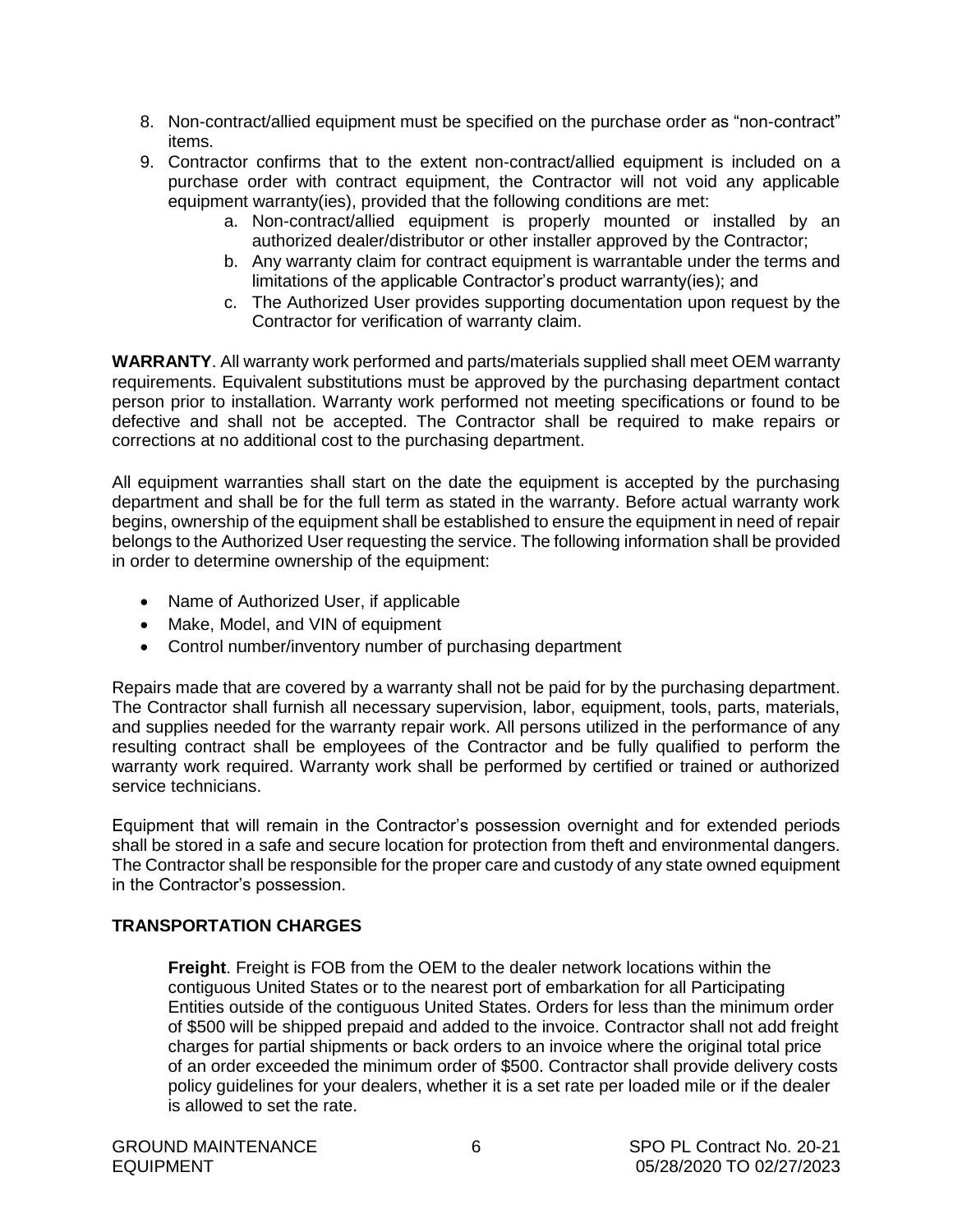8. Non-contract/allied equipment must be specified on the purchase order as "non-contract" items.
9. Contractor confirms that to the extent non-contract/allied equipment is included on a purchase order with contract equipment, the Contractor will not void any applicable equipment warranty(ies), provided that the following conditions are met:
    a. Non-contract/allied equipment is properly mounted or installed by an authorized dealer/distributor or other installer approved by the Contractor;
    b. Any warranty claim for contract equipment is warrantable under the terms and limitations of the applicable Contractor's product warranty(ies); and
    c. The Authorized User provides supporting documentation upon request by the Contractor for verification of warranty claim.

**WARRANTY**. All warranty work performed and parts/materials supplied shall meet OEM warranty requirements. Equivalent substitutions must be approved by the purchasing department contact person prior to installation. Warranty work performed not meeting specifications or found to be defective and shall not be accepted. The Contractor shall be required to make repairs or corrections at no additional cost to the purchasing department.

All equipment warranties shall start on the date the equipment is accepted by the purchasing department and shall be for the full term as stated in the warranty. Before actual warranty work begins, ownership of the equipment shall be established to ensure the equipment in need of repair belongs to the Authorized User requesting the service. The following information shall be provided in order to determine ownership of the equipment:

- Name of Authorized User, if applicable
- Make, Model, and VIN of equipment
- Control number/inventory number of purchasing department

Repairs made that are covered by a warranty shall not be paid for by the purchasing department. The Contractor shall furnish all necessary supervision, labor, equipment, tools, parts, materials, and supplies needed for the warranty repair work. All persons utilized in the performance of any resulting contract shall be employees of the Contractor and be fully qualified to perform the warranty work required. Warranty work shall be performed by certified or trained or authorized service technicians.

Equipment that will remain in the Contractor's possession overnight and for extended periods shall be stored in a safe and secure location for protection from theft and environmental dangers. The Contractor shall be responsible for the proper care and custody of any state owned equipment in the Contractor's possession.

**TRANSPORTATION CHARGES**

**Freight**. Freight is FOB from the OEM to the dealer network locations within the contiguous United States or to the nearest port of embarkation for all Participating Entities outside of the contiguous United States. Orders for less than the minimum order of $500 will be shipped prepaid and added to the invoice. Contractor shall not add freight charges for partial shipments or back orders to an invoice where the original total price of an order exceeded the minimum order of $500. Contractor shall provide delivery costs policy guidelines for your dealers, whether it is a set rate per loaded mile or if the dealer is allowed to set the rate.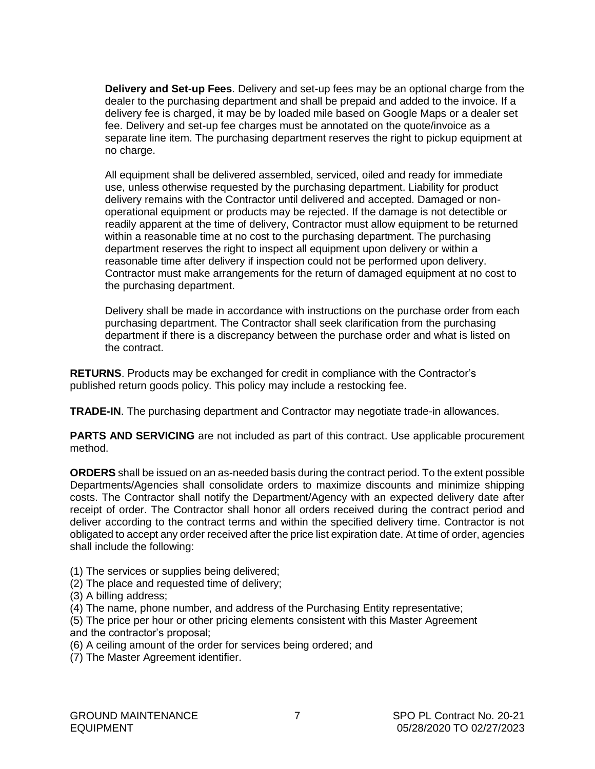**Delivery and Set-up Fees**. Delivery and set-up fees may be an optional charge from the dealer to the purchasing department and shall be prepaid and added to the invoice. If a delivery fee is charged, it may be by loaded mile based on Google Maps or a dealer set fee. Delivery and set-up fee charges must be annotated on the quote/invoice as a separate line item. The purchasing department reserves the right to pickup equipment at no charge.

All equipment shall be delivered assembled, serviced, oiled and ready for immediate use, unless otherwise requested by the purchasing department. Liability for product delivery remains with the Contractor until delivered and accepted. Damaged or non-operational equipment or products may be rejected. If the damage is not detectible or readily apparent at the time of delivery, Contractor must allow equipment to be returned within a reasonable time at no cost to the purchasing department. The purchasing department reserves the right to inspect all equipment upon delivery or within a reasonable time after delivery if inspection could not be performed upon delivery. Contractor must make arrangements for the return of damaged equipment at no cost to the purchasing department.

Delivery shall be made in accordance with instructions on the purchase order from each purchasing department. The Contractor shall seek clarification from the purchasing department if there is a discrepancy between the purchase order and what is listed on the contract.

**RETURNS**. Products may be exchanged for credit in compliance with the Contractor's published return goods policy. This policy may include a restocking fee.

**TRADE-IN**. The purchasing department and Contractor may negotiate trade-in allowances.

**PARTS AND SERVICING** are not included as part of this contract. Use applicable procurement method.

**ORDERS** shall be issued on an as-needed basis during the contract period. To the extent possible Departments/Agencies shall consolidate orders to maximize discounts and minimize shipping costs. The Contractor shall notify the Department/Agency with an expected delivery date after receipt of order. The Contractor shall honor all orders received during the contract period and deliver according to the contract terms and within the specified delivery time. Contractor is not obligated to accept any order received after the price list expiration date. At time of order, agencies shall include the following:

(1) The services or supplies being delivered;
(2) The place and requested time of delivery;
(3) A billing address;
(4) The name, phone number, and address of the Purchasing Entity representative;
(5) The price per hour or other pricing elements consistent with this Master Agreement and the contractor's proposal;
(6) A ceiling amount of the order for services being ordered; and
(7) The Master Agreement identifier.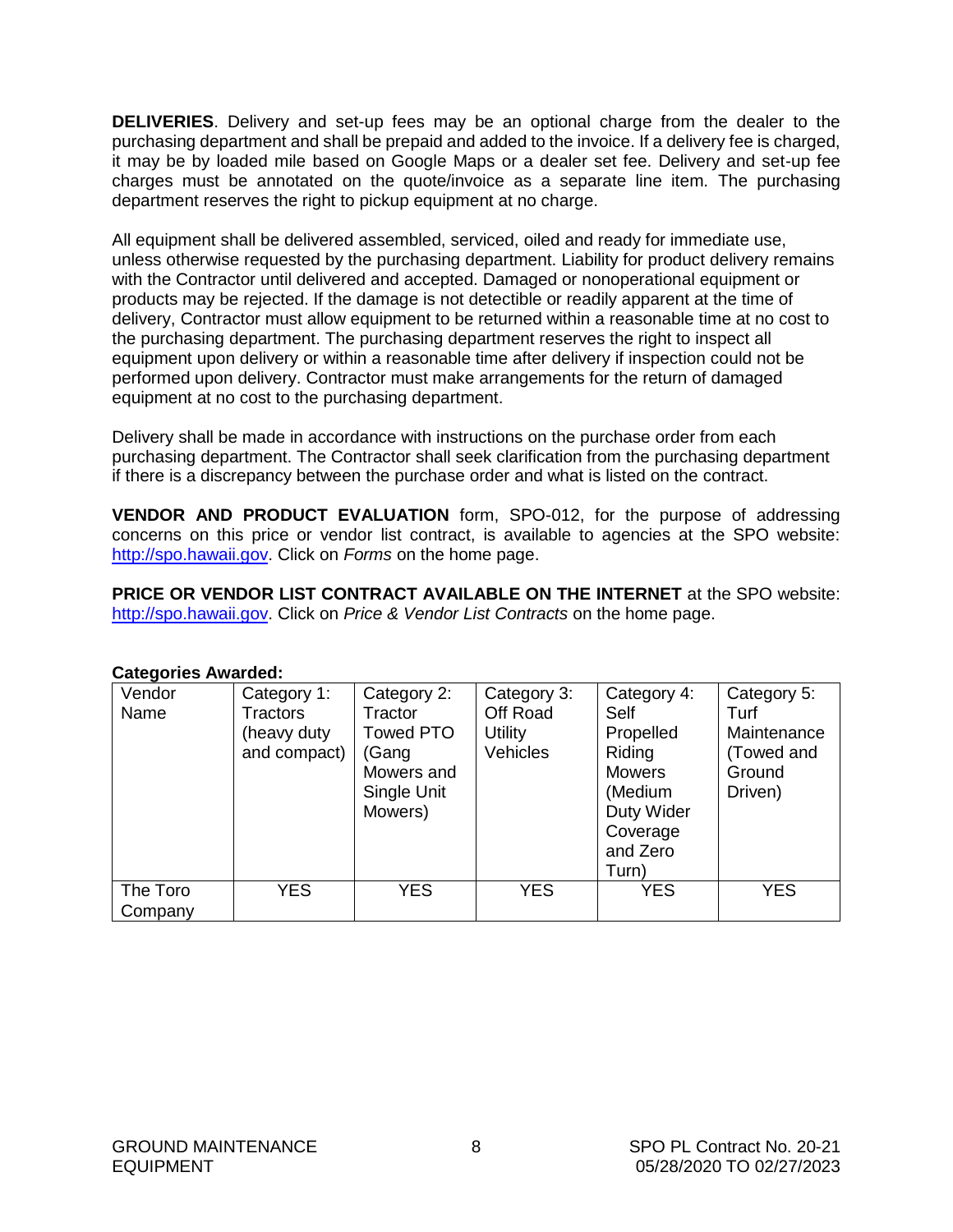**DELIVERIES**. Delivery and set-up fees may be an optional charge from the dealer to the purchasing department and shall be prepaid and added to the invoice. If a delivery fee is charged, it may be by loaded mile based on Google Maps or a dealer set fee. Delivery and set-up fee charges must be annotated on the quote/invoice as a separate line item. The purchasing department reserves the right to pickup equipment at no charge.

All equipment shall be delivered assembled, serviced, oiled and ready for immediate use, unless otherwise requested by the purchasing department. Liability for product delivery remains with the Contractor until delivered and accepted. Damaged or nonoperational equipment or products may be rejected. If the damage is not detectible or readily apparent at the time of delivery, Contractor must allow equipment to be returned within a reasonable time at no cost to the purchasing department. The purchasing department reserves the right to inspect all equipment upon delivery or within a reasonable time after delivery if inspection could not be performed upon delivery. Contractor must make arrangements for the return of damaged equipment at no cost to the purchasing department.

Delivery shall be made in accordance with instructions on the purchase order from each purchasing department. The Contractor shall seek clarification from the purchasing department if there is a discrepancy between the purchase order and what is listed on the contract.

**VENDOR AND PRODUCT EVALUATION** form, SPO-012, for the purpose of addressing concerns on this price or vendor list contract, is available to agencies at the SPO website: http://spo.hawaii.gov. Click on *Forms* on the home page.

**PRICE OR VENDOR LIST CONTRACT AVAILABLE ON THE INTERNET** at the SPO website: http://spo.hawaii.gov. Click on *Price & Vendor List Contracts* on the home page.

**Categories Awarded:**

| Vendor Name | Category 1: Tractors (heavy duty and compact) | Category 2: Tractor Towed PTO (Gang Mowers and Single Unit Mowers) | Category 3: Off Road Utility Vehicles | Category 4: Self Propelled Riding Mowers (Medium Duty Wider Coverage and Zero Turn) | Category 5: Turf Maintenance (Towed and Ground Driven) |
|---|---|---|---|---|---|
| The Toro Company | YES | YES | YES | YES | YES |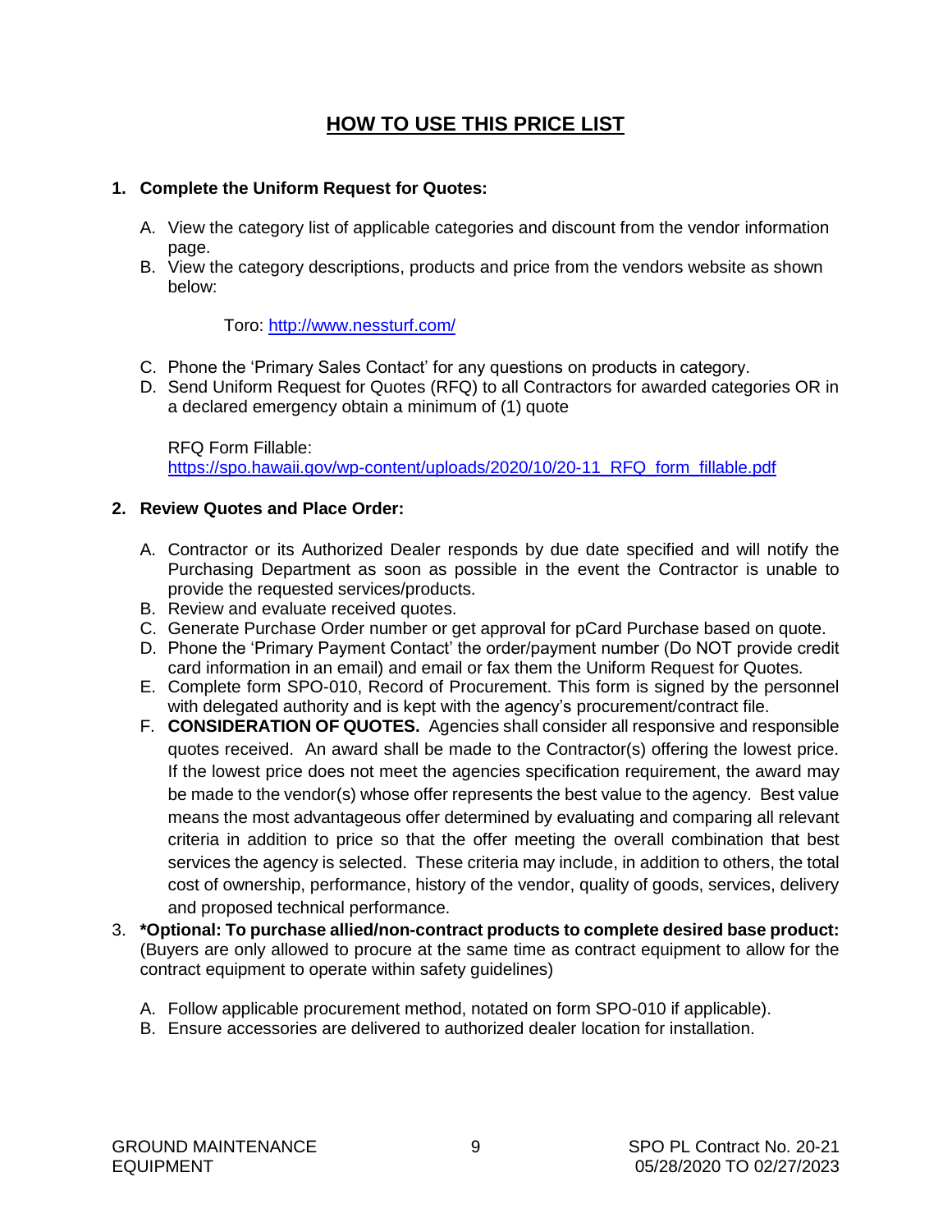# HOW TO USE THIS PRICE LIST

1. **Complete the Uniform Request for Quotes:**

   A. View the category list of applicable categories and discount from the vendor information page.
   B. View the category descriptions, products and price from the vendors website as shown below:

      Toro: http://www.nessturf.com/

   C. Phone the 'Primary Sales Contact' for any questions on products in category.
   D. Send Uniform Request for Quotes (RFQ) to all Contractors for awarded categories OR in a declared emergency obtain a minimum of (1) quote

      RFQ Form Fillable:
      https://spo.hawaii.gov/wp-content/uploads/2020/10/20-11_RFQ_form_fillable.pdf

2. **Review Quotes and Place Order:**

   A. Contractor or its Authorized Dealer responds by due date specified and will notify the Purchasing Department as soon as possible in the event the Contractor is unable to provide the requested services/products.
   B. Review and evaluate received quotes.
   C. Generate Purchase Order number or get approval for pCard Purchase based on quote.
   D. Phone the 'Primary Payment Contact' the order/payment number (Do NOT provide credit card information in an email) and email or fax them the Uniform Request for Quotes.
   E. Complete form SPO-010, Record of Procurement. This form is signed by the personnel with delegated authority and is kept with the agency's procurement/contract file.
   F. **CONSIDERATION OF QUOTES.** Agencies shall consider all responsive and responsible quotes received. An award shall be made to the Contractor(s) offering the lowest price. If the lowest price does not meet the agencies specification requirement, the award may be made to the vendor(s) whose offer represents the best value to the agency. Best value means the most advantageous offer determined by evaluating and comparing all relevant criteria in addition to price so that the offer meeting the overall combination that best services the agency is selected. These criteria may include, in addition to others, the total cost of ownership, performance, history of the vendor, quality of goods, services, delivery and proposed technical performance.

3. ***Optional: To purchase allied/non-contract products to complete desired base product:** (Buyers are only allowed to procure at the same time as contract equipment to allow for the contract equipment to operate within safety guidelines)

   A. Follow applicable procurement method, notated on form SPO-010 if applicable).
   B. Ensure accessories are delivered to authorized dealer location for installation.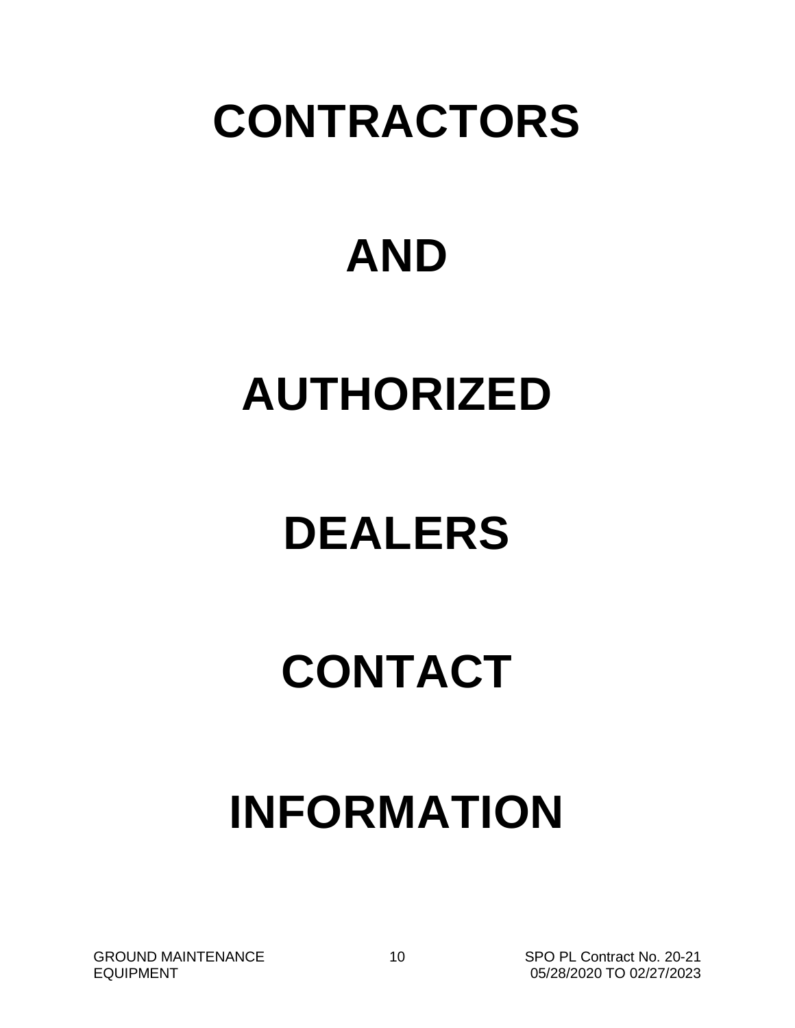# CONTRACTORS

# AND

# AUTHORIZED

# DEALERS

# CONTACT

# INFORMATION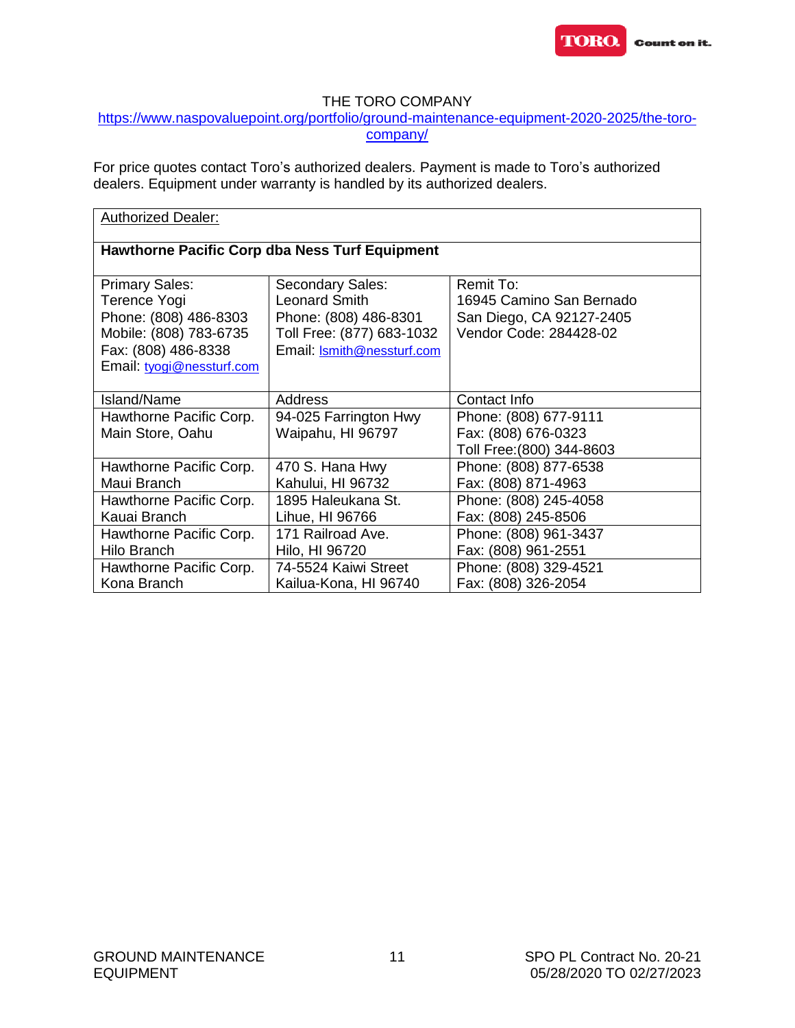THE TORO COMPANY

https://www.naspovaluepoint.org/portfolio/ground-maintenance-equipment-2020-2025/the-toro-company/

For price quotes contact Toro's authorized dealers. Payment is made to Toro's authorized dealers. Equipment under warranty is handled by its authorized dealers.

| Authorized Dealer: | | |
|---|---|---|
| **Hawthorne Pacific Corp dba Ness Turf Equipment** | | |
| Primary Sales:<br>Terence Yogi<br>Phone: (808) 486-8303<br>Mobile: (808) 783-6735<br>Fax: (808) 486-8338<br>Email: tyogi@nessturf.com | Secondary Sales:<br>Leonard Smith<br>Phone: (808) 486-8301<br>Toll Free: (877) 683-1032<br>Email: lsmith@nessturf.com | Remit To:<br>16945 Camino San Bernado<br>San Diego, CA 92127-2405<br>Vendor Code: 284428-02 |
| Island/Name | Address | Contact Info |
| Hawthorne Pacific Corp.<br>Main Store, Oahu | 94-025 Farrington Hwy<br>Waipahu, HI 96797 | Phone: (808) 677-9111<br>Fax: (808) 676-0323<br>Toll Free:(800) 344-8603 |
| Hawthorne Pacific Corp.<br>Maui Branch | 470 S. Hana Hwy<br>Kahului, HI 96732 | Phone: (808) 877-6538<br>Fax: (808) 871-4963 |
| Hawthorne Pacific Corp.<br>Kauai Branch | 1895 Haleukana St.<br>Lihue, HI 96766 | Phone: (808) 245-4058<br>Fax: (808) 245-8506 |
| Hawthorne Pacific Corp.<br>Hilo Branch | 171 Railroad Ave.<br>Hilo, HI 96720 | Phone: (808) 961-3437<br>Fax: (808) 961-2551 |
| Hawthorne Pacific Corp.<br>Kona Branch | 74-5524 Kaiwi Street<br>Kailua-Kona, HI 96740 | Phone: (808) 329-4521<br>Fax: (808) 326-2054 |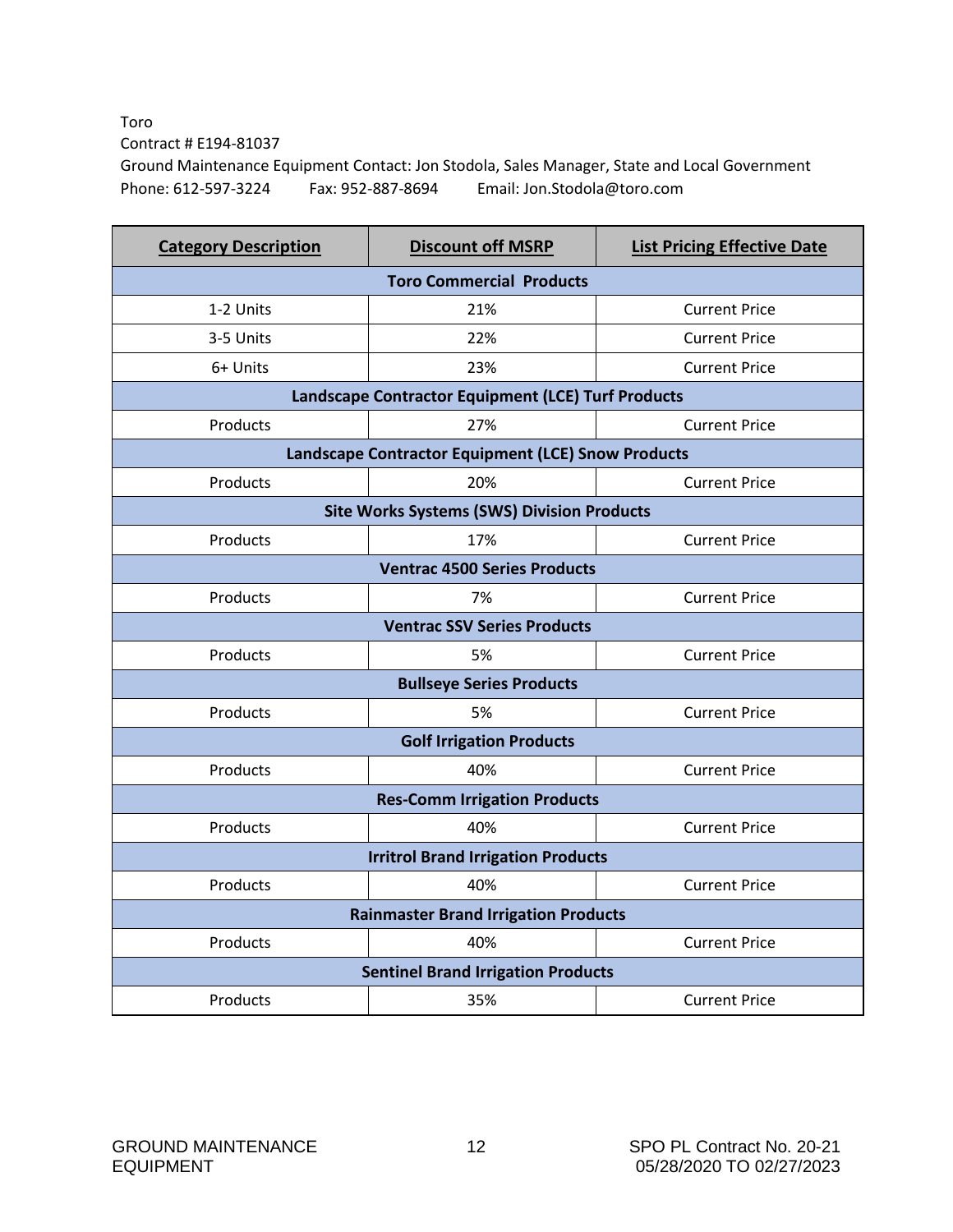Toro
Contract # E194-81037
Ground Maintenance Equipment Contact: Jon Stodola, Sales Manager, State and Local Government
Phone: 612-597-3224 Fax: 952-887-8694 Email: Jon.Stodola@toro.com

| Category Description | Discount off MSRP | List Pricing Effective Date |
|---|---|---|
| **Toro Commercial Products** | | |
| 1-2 Units | 21% | Current Price |
| 3-5 Units | 22% | Current Price |
| 6+ Units | 23% | Current Price |
| **Landscape Contractor Equipment (LCE) Turf Products** | | |
| Products | 27% | Current Price |
| **Landscape Contractor Equipment (LCE) Snow Products** | | |
| Products | 20% | Current Price |
| **Site Works Systems (SWS) Division Products** | | |
| Products | 17% | Current Price |
| **Ventrac 4500 Series Products** | | |
| Products | 7% | Current Price |
| **Ventrac SSV Series Products** | | |
| Products | 5% | Current Price |
| **Bullseye Series Products** | | |
| Products | 5% | Current Price |
| **Golf Irrigation Products** | | |
| Products | 40% | Current Price |
| **Res-Comm Irrigation Products** | | |
| Products | 40% | Current Price |
| **Irritrol Brand Irrigation Products** | | |
| Products | 40% | Current Price |
| **Rainmaster Brand Irrigation Products** | | |
| Products | 40% | Current Price |
| **Sentinel Brand Irrigation Products** | | |
| Products | 35% | Current Price |